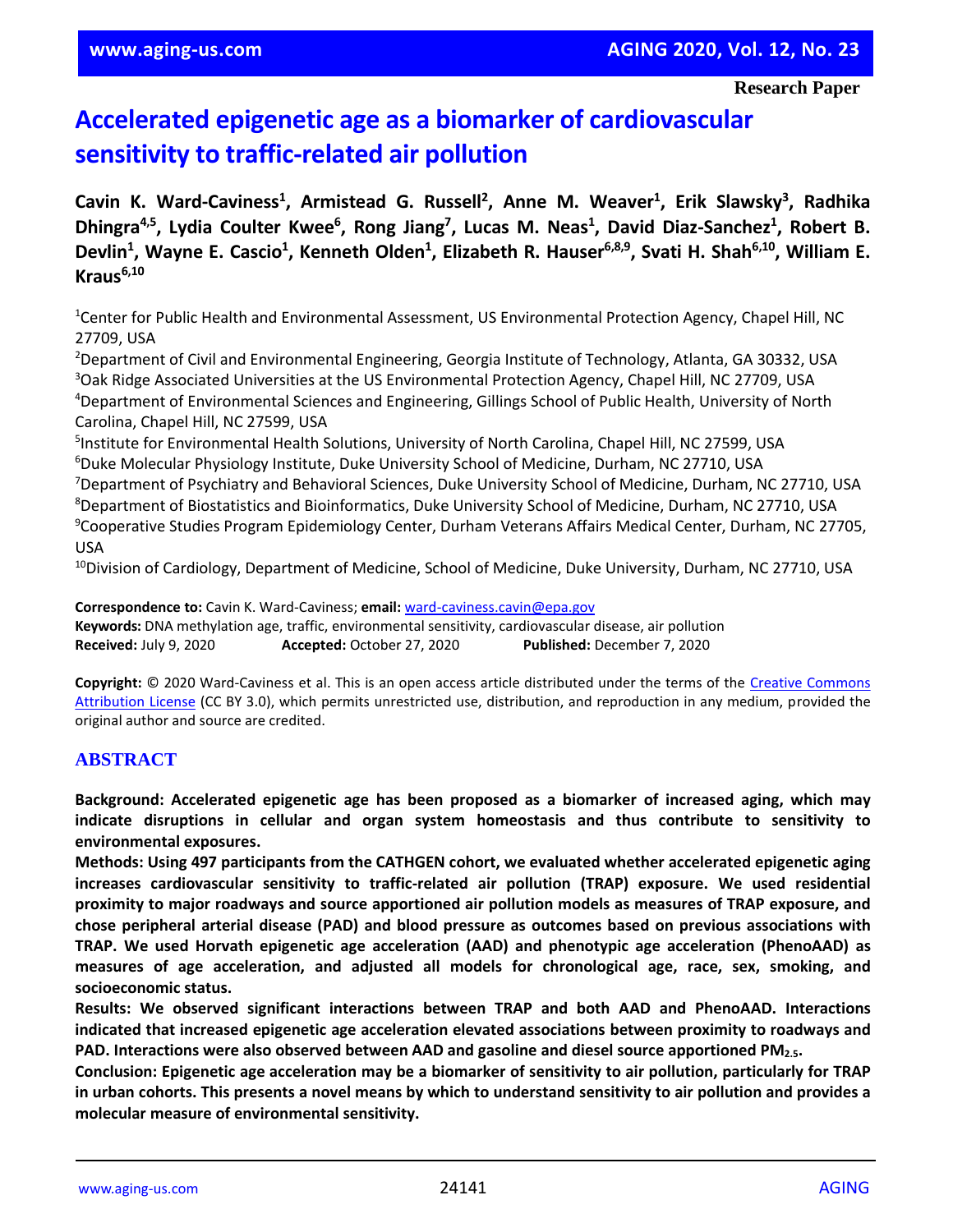Research Paper

# Accelerated epigenetic age as a biomarker of cardiovascular sensitivity to traffic-related air pollution

**Cavin K. Ward-Caviness[1], Armistead G. Russell[2], Anne M. Weaver[1], Erik Slawsky[3], Radhika Dhingra[4,5], Lydia Coulter Kwee[6], Rong Jiang[7], Lucas M. Neas[1], David Diaz-Sanchez[1], Robert B. Devlin[1], Wayne E. Cascio[1], Kenneth Olden[1], Elizabeth R. Hauser[6,8,9], Svati H. Shah[6,10], William E. Kraus[6,10]**

[1]Center for Public Health and Environmental Assessment, US Environmental Protection Agency, Chapel Hill, NC 27709, USA
[2]Department of Civil and Environmental Engineering, Georgia Institute of Technology, Atlanta, GA 30332, USA
[3]Oak Ridge Associated Universities at the US Environmental Protection Agency, Chapel Hill, NC 27709, USA
[4]Department of Environmental Sciences and Engineering, Gillings School of Public Health, University of North Carolina, Chapel Hill, NC 27599, USA
[5]Institute for Environmental Health Solutions, University of North Carolina, Chapel Hill, NC 27599, USA
[6]Duke Molecular Physiology Institute, Duke University School of Medicine, Durham, NC 27710, USA
[7]Department of Psychiatry and Behavioral Sciences, Duke University School of Medicine, Durham, NC 27710, USA
[8]Department of Biostatistics and Bioinformatics, Duke University School of Medicine, Durham, NC 27710, USA
[9]Cooperative Studies Program Epidemiology Center, Durham Veterans Affairs Medical Center, Durham, NC 27705, USA
[10]Division of Cardiology, Department of Medicine, School of Medicine, Duke University, Durham, NC 27710, USA

**Correspondence to:** Cavin K. Ward-Caviness; **email:** ward-caviness.cavin@epa.gov
**Keywords:** DNA methylation age, traffic, environmental sensitivity, cardiovascular disease, air pollution
**Received:** July 9, 2020 **Accepted:** October 27, 2020 **Published:** December 7, 2020

**Copyright:** © 2020 Ward-Caviness et al. This is an open access article distributed under the terms of the Creative Commons Attribution License (CC BY 3.0), which permits unrestricted use, distribution, and reproduction in any medium, provided the original author and source are credited.

## ABSTRACT

**Background: Accelerated epigenetic age has been proposed as a biomarker of increased aging, which may indicate disruptions in cellular and organ system homeostasis and thus contribute to sensitivity to environmental exposures.**

**Methods: Using 497 participants from the CATHGEN cohort, we evaluated whether accelerated epigenetic aging increases cardiovascular sensitivity to traffic-related air pollution (TRAP) exposure. We used residential proximity to major roadways and source apportioned air pollution models as measures of TRAP exposure, and chose peripheral arterial disease (PAD) and blood pressure as outcomes based on previous associations with TRAP. We used Horvath epigenetic age acceleration (AAD) and phenotypic age acceleration (PhenoAAD) as measures of age acceleration, and adjusted all models for chronological age, race, sex, smoking, and socioeconomic status.**

**Results: We observed significant interactions between TRAP and both AAD and PhenoAAD. Interactions indicated that increased epigenetic age acceleration elevated associations between proximity to roadways and PAD. Interactions were also observed between AAD and gasoline and diesel source apportioned $PM_{2.5}$.**

**Conclusion: Epigenetic age acceleration may be a biomarker of sensitivity to air pollution, particularly for TRAP in urban cohorts. This presents a novel means by which to understand sensitivity to air pollution and provides a molecular measure of environmental sensitivity.**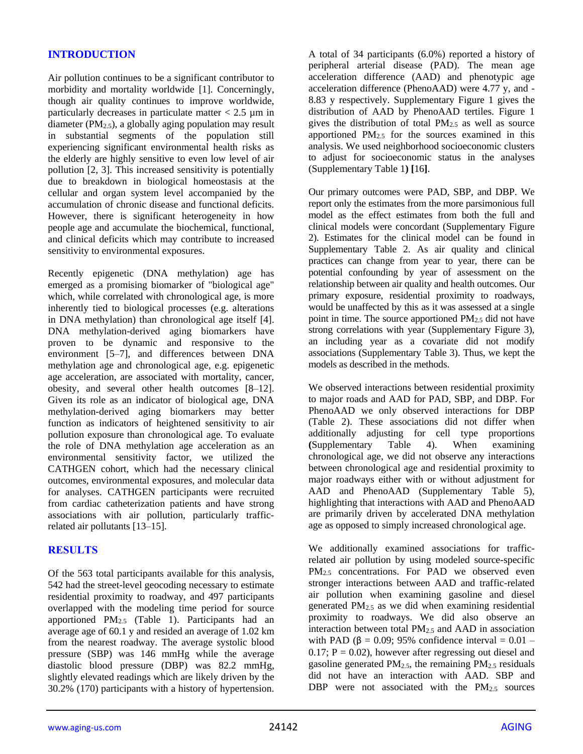## INTRODUCTION

Air pollution continues to be a significant contributor to morbidity and mortality worldwide [1]. Concerningly, though air quality continues to improve worldwide, particularly decreases in particulate matter < 2.5 µm in diameter ($PM_{2.5}$), a globally aging population may result in substantial segments of the population still experiencing significant environmental health risks as the elderly are highly sensitive to even low level of air pollution [2, 3]. This increased sensitivity is potentially due to breakdown in biological homeostasis at the cellular and organ system level accompanied by the accumulation of chronic disease and functional deficits. However, there is significant heterogeneity in how people age and accumulate the biochemical, functional, and clinical deficits which may contribute to increased sensitivity to environmental exposures.

Recently epigenetic (DNA methylation) age has emerged as a promising biomarker of "biological age" which, while correlated with chronological age, is more inherently tied to biological processes (e.g. alterations in DNA methylation) than chronological age itself [4]. DNA methylation-derived aging biomarkers have proven to be dynamic and responsive to the environment [5–7], and differences between DNA methylation age and chronological age, e.g. epigenetic age acceleration, are associated with mortality, cancer, obesity, and several other health outcomes [8–12]. Given its role as an indicator of biological age, DNA methylation-derived aging biomarkers may better function as indicators of heightened sensitivity to air pollution exposure than chronological age. To evaluate the role of DNA methylation age acceleration as an environmental sensitivity factor, we utilized the CATHGEN cohort, which had the necessary clinical outcomes, environmental exposures, and molecular data for analyses. CATHGEN participants were recruited from cardiac catheterization patients and have strong associations with air pollution, particularly traffic-related air pollutants [13–15].

## RESULTS

Of the 563 total participants available for this analysis, 542 had the street-level geocoding necessary to estimate residential proximity to roadway, and 497 participants overlapped with the modeling time period for source apportioned $PM_{2.5}$ (Table 1). Participants had an average age of 60.1 y and resided an average of 1.02 km from the nearest roadway. The average systolic blood pressure (SBP) was 146 mmHg while the average diastolic blood pressure (DBP) was 82.2 mmHg, slightly elevated readings which are likely driven by the 30.2% (170) participants with a history of hypertension. A total of 34 participants (6.0%) reported a history of peripheral arterial disease (PAD). The mean age acceleration difference (AAD) and phenotypic age acceleration difference (PhenoAAD) were 4.77 y, and -8.83 y respectively. Supplementary Figure 1 gives the distribution of AAD by PhenoAAD tertiles. Figure 1 gives the distribution of total $PM_{2.5}$ as well as source apportioned $PM_{2.5}$ for the sources examined in this analysis. We used neighborhood socioeconomic clusters to adjust for socioeconomic status in the analyses (Supplementary Table 1**) [**16**]**.

Our primary outcomes were PAD, SBP, and DBP. We report only the estimates from the more parsimonious full model as the effect estimates from both the full and clinical models were concordant (Supplementary Figure 2). Estimates for the clinical model can be found in Supplementary Table 2. As air quality and clinical practices can change from year to year, there can be potential confounding by year of assessment on the relationship between air quality and health outcomes. Our primary exposure, residential proximity to roadways, would be unaffected by this as it was assessed at a single point in time. The source apportioned $PM_{2.5}$ did not have strong correlations with year (Supplementary Figure 3), an including year as a covariate did not modify associations (Supplementary Table 3). Thus, we kept the models as described in the methods.

We observed interactions between residential proximity to major roads and AAD for PAD, SBP, and DBP. For PhenoAAD we only observed interactions for DBP (Table 2). These associations did not differ when additionally adjusting for cell type proportions **(**Supplementary Table 4). When examining chronological age, we did not observe any interactions between chronological age and residential proximity to major roadways either with or without adjustment for AAD and PhenoAAD (Supplementary Table 5), highlighting that interactions with AAD and PhenoAAD are primarily driven by accelerated DNA methylation age as opposed to simply increased chronological age.

We additionally examined associations for traffic-related air pollution by using modeled source-specific $PM_{2.5}$ concentrations. For PAD we observed even stronger interactions between AAD and traffic-related air pollution when examining gasoline and diesel generated $PM_{2.5}$ as we did when examining residential proximity to roadways. We did also observe an interaction between total $PM_{2.5}$ and AAD in association with PAD ($\beta = 0.09$; 95% confidence interval = 0.01 – 0.17; $P = 0.02$), however after regressing out diesel and gasoline generated $PM_{2.5}$, the remaining $PM_{2.5}$ residuals did not have an interaction with AAD. SBP and DBP were not associated with the $PM_{2.5}$ sources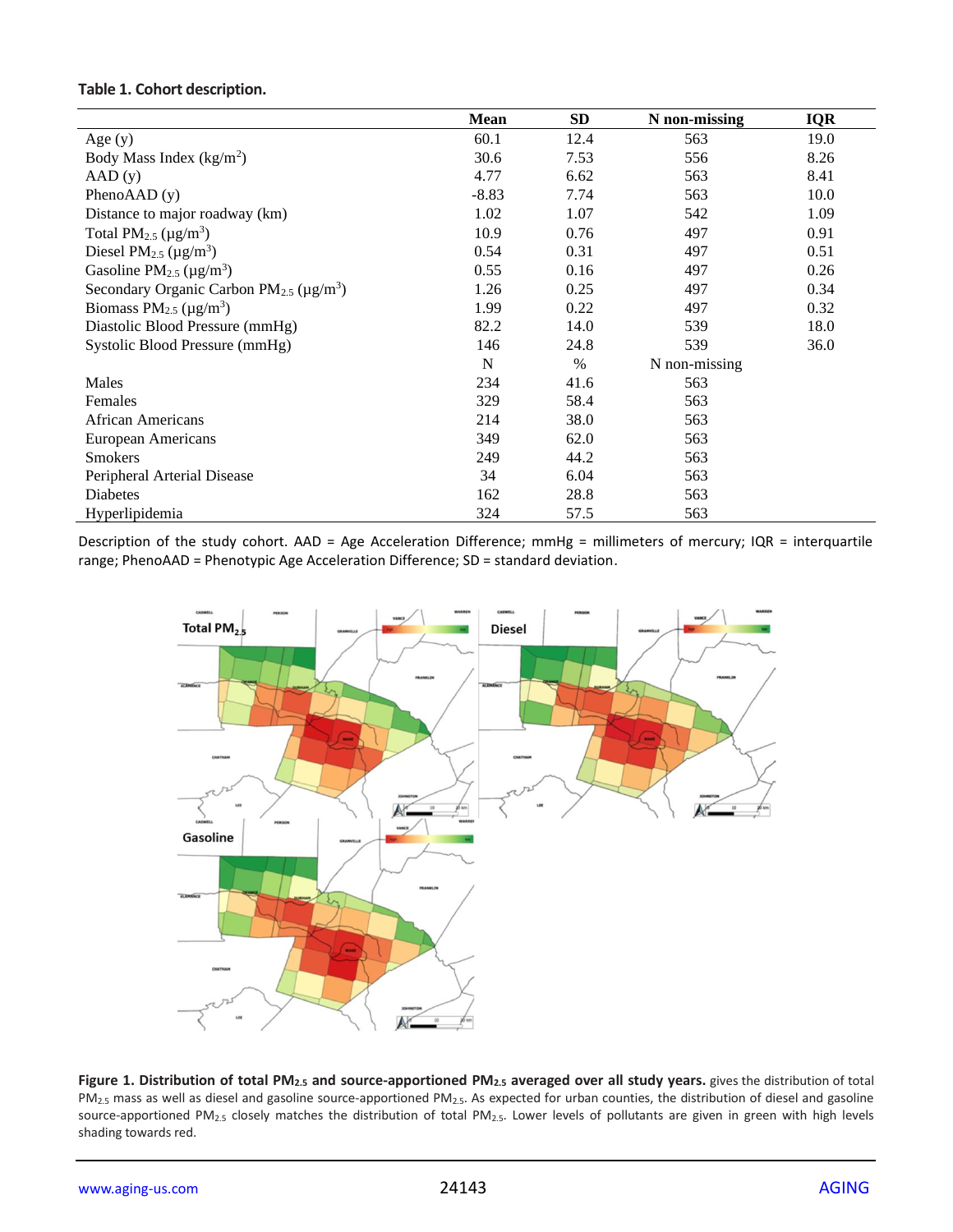**Table 1. Cohort description.**

| | Mean | SD | N non-missing | IQR |
|---|---|---|---|---|
| Age (y) | 60.1 | 12.4 | 563 | 19.0 |
| Body Mass Index (kg/m$^2$) | 30.6 | 7.53 | 556 | 8.26 |
| AAD (y) | 4.77 | 6.62 | 563 | 8.41 |
| PhenoAAD (y) | -8.83 | 7.74 | 563 | 10.0 |
| Distance to major roadway (km) | 1.02 | 1.07 | 542 | 1.09 |
| Total $PM_{2.5}$ (μg/m$^3$) | 10.9 | 0.76 | 497 | 0.91 |
| Diesel $PM_{2.5}$ (μg/m$^3$) | 0.54 | 0.31 | 497 | 0.51 |
| Gasoline $PM_{2.5}$ (μg/m$^3$) | 0.55 | 0.16 | 497 | 0.26 |
| Secondary Organic Carbon $PM_{2.5}$ (μg/m$^3$) | 1.26 | 0.25 | 497 | 0.34 |
| Biomass $PM_{2.5}$ (μg/m$^3$) | 1.99 | 0.22 | 497 | 0.32 |
| Diastolic Blood Pressure (mmHg) | 82.2 | 14.0 | 539 | 18.0 |
| Systolic Blood Pressure (mmHg) | 146 | 24.8 | 539 | 36.0 |
| | N | % | N non-missing | |
| Males | 234 | 41.6 | 563 | |
| Females | 329 | 58.4 | 563 | |
| African Americans | 214 | 38.0 | 563 | |
| European Americans | 349 | 62.0 | 563 | |
| Smokers | 249 | 44.2 | 563 | |
| Peripheral Arterial Disease | 34 | 6.04 | 563 | |
| Diabetes | 162 | 28.8 | 563 | |
| Hyperlipidemia | 324 | 57.5 | 563 | |

Description of the study cohort. AAD = Age Acceleration Difference; mmHg = millimeters of mercury; IQR = interquartile range; PhenoAAD = Phenotypic Age Acceleration Difference; SD = standard deviation.

**Figure 1. Distribution of total $PM_{2.5}$ and source-apportioned $PM_{2.5}$ averaged over all study years.** gives the distribution of total $PM_{2.5}$ mass as well as diesel and gasoline source-apportioned $PM_{2.5}$. As expected for urban counties, the distribution of diesel and gasoline source-apportioned $PM_{2.5}$ closely matches the distribution of total $PM_{2.5}$. Lower levels of pollutants are given in green with high levels shading towards red.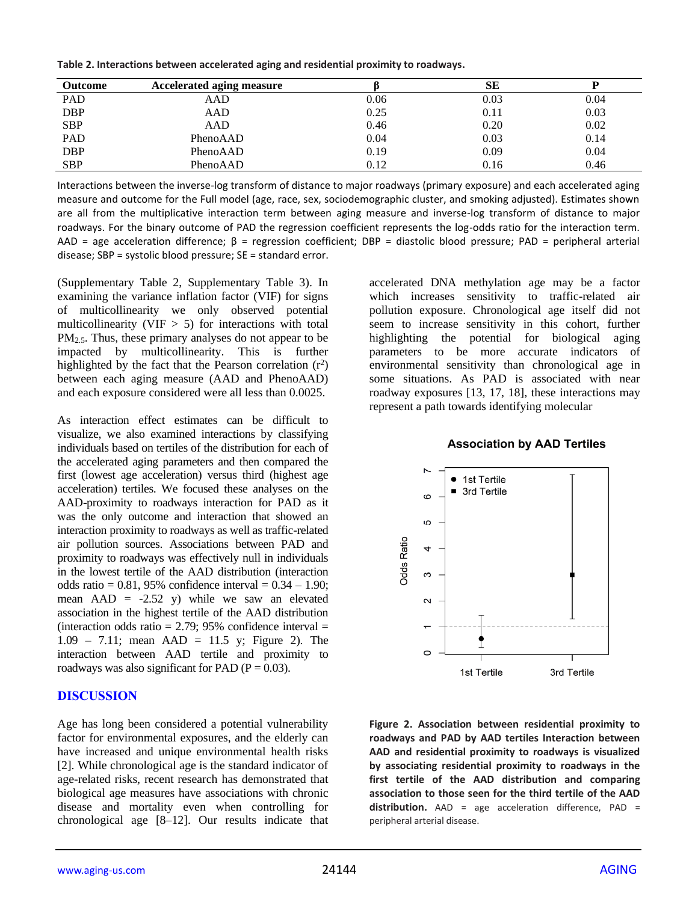**Table 2. Interactions between accelerated aging and residential proximity to roadways.**

| Outcome | Accelerated aging measure | β | SE | P |
|---|---|---|---|---|
| PAD | AAD | 0.06 | 0.03 | 0.04 |
| DBP | AAD | 0.25 | 0.11 | 0.03 |
| SBP | AAD | 0.46 | 0.20 | 0.02 |
| PAD | PhenoAAD | 0.04 | 0.03 | 0.14 |
| DBP | PhenoAAD | 0.19 | 0.09 | 0.04 |
| SBP | PhenoAAD | 0.12 | 0.16 | 0.46 |

Interactions between the inverse-log transform of distance to major roadways (primary exposure) and each accelerated aging measure and outcome for the Full model (age, race, sex, sociodemographic cluster, and smoking adjusted). Estimates shown are all from the multiplicative interaction term between aging measure and inverse-log transform of distance to major roadways. For the binary outcome of PAD the regression coefficient represents the log-odds ratio for the interaction term. AAD = age acceleration difference; β = regression coefficient; DBP = diastolic blood pressure; PAD = peripheral arterial disease; SBP = systolic blood pressure; SE = standard error.

(Supplementary Table 2, Supplementary Table 3). In examining the variance inflation factor (VIF) for signs of multicollinearity we only observed potential multicollinearity (VIF > 5) for interactions with total $PM_{2.5}$. Thus, these primary analyses do not appear to be impacted by multicollinearity. This is further highlighted by the fact that the Pearson correlation ($r^2$) between each aging measure (AAD and PhenoAAD) and each exposure considered were all less than 0.0025.

As interaction effect estimates can be difficult to visualize, we also examined interactions by classifying individuals based on tertiles of the distribution for each of the accelerated aging parameters and then compared the first (lowest age acceleration) versus third (highest age acceleration) tertiles. We focused these analyses on the AAD-proximity to roadways interaction for PAD as it was the only outcome and interaction that showed an interaction proximity to roadways as well as traffic-related air pollution sources. Associations between PAD and proximity to roadways was effectively null in individuals in the lowest tertile of the AAD distribution (interaction odds ratio = 0.81, 95% confidence interval = 0.34 – 1.90; mean AAD = -2.52 y) while we saw an elevated association in the highest tertile of the AAD distribution (interaction odds ratio = 2.79; 95% confidence interval = 1.09 – 7.11; mean AAD = 11.5 y; Figure 2). The interaction between AAD tertile and proximity to roadways was also significant for PAD (P = 0.03).

## DISCUSSION

Age has long been considered a potential vulnerability factor for environmental exposures, and the elderly can have increased and unique environmental health risks [2]. While chronological age is the standard indicator of age-related risks, recent research has demonstrated that biological age measures have associations with chronic disease and mortality even when controlling for chronological age [8–12]. Our results indicate that accelerated DNA methylation age may be a factor which increases sensitivity to traffic-related air pollution exposure. Chronological age itself did not seem to increase sensitivity in this cohort, further highlighting the potential for biological aging parameters to be more accurate indicators of environmental sensitivity than chronological age in some situations. As PAD is associated with near roadway exposures [13, 17, 18], these interactions may represent a path towards identifying molecular

**Figure 2. Association between residential proximity to roadways and PAD by AAD tertiles Interaction between AAD and residential proximity to roadways is visualized by associating residential proximity to roadways in the first tertile of the AAD distribution and comparing association to those seen for the third tertile of the AAD distribution.** AAD = age acceleration difference, PAD = peripheral arterial disease.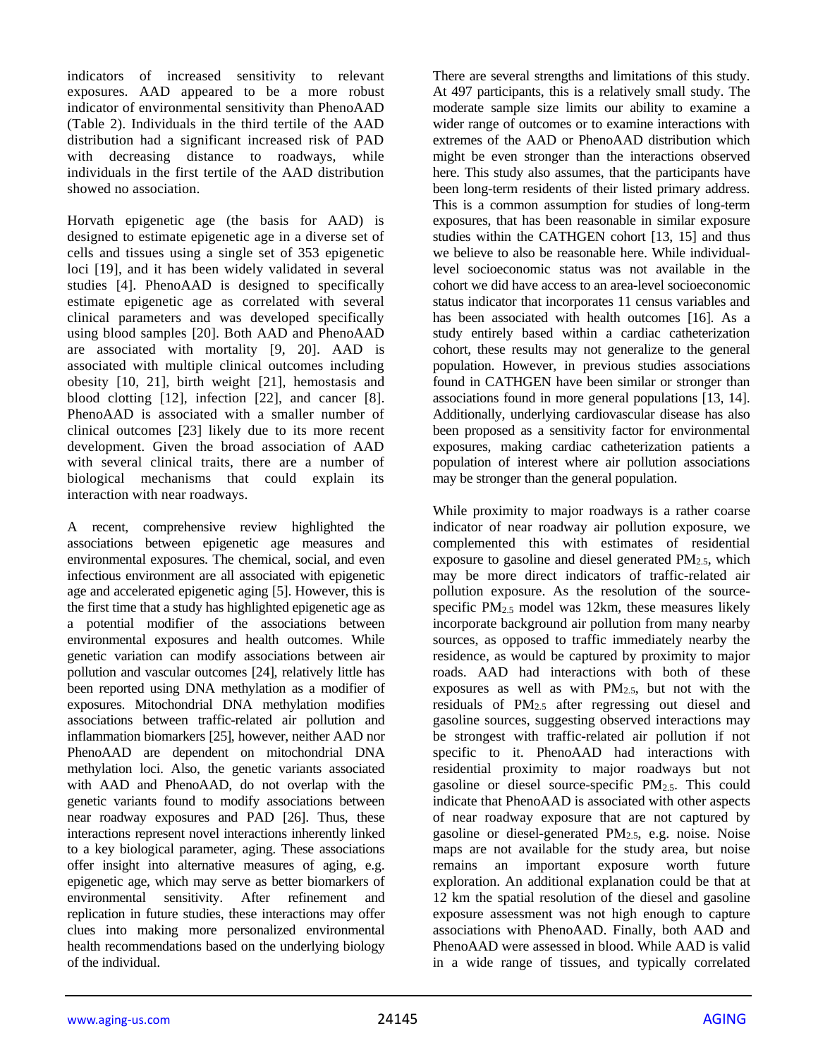indicators of increased sensitivity to relevant exposures. AAD appeared to be a more robust indicator of environmental sensitivity than PhenoAAD (Table 2). Individuals in the third tertile of the AAD distribution had a significant increased risk of PAD with decreasing distance to roadways, while individuals in the first tertile of the AAD distribution showed no association.

Horvath epigenetic age (the basis for AAD) is designed to estimate epigenetic age in a diverse set of cells and tissues using a single set of 353 epigenetic loci [19], and it has been widely validated in several studies [4]. PhenoAAD is designed to specifically estimate epigenetic age as correlated with several clinical parameters and was developed specifically using blood samples [20]. Both AAD and PhenoAAD are associated with mortality [9, 20]. AAD is associated with multiple clinical outcomes including obesity [10, 21], birth weight [21], hemostasis and blood clotting [12], infection [22], and cancer [8]. PhenoAAD is associated with a smaller number of clinical outcomes [23] likely due to its more recent development. Given the broad association of AAD with several clinical traits, there are a number of biological mechanisms that could explain its interaction with near roadways.

A recent, comprehensive review highlighted the associations between epigenetic age measures and environmental exposures. The chemical, social, and even infectious environment are all associated with epigenetic age and accelerated epigenetic aging [5]. However, this is the first time that a study has highlighted epigenetic age as a potential modifier of the associations between environmental exposures and health outcomes. While genetic variation can modify associations between air pollution and vascular outcomes [24], relatively little has been reported using DNA methylation as a modifier of exposures. Mitochondrial DNA methylation modifies associations between traffic-related air pollution and inflammation biomarkers [25], however, neither AAD nor PhenoAAD are dependent on mitochondrial DNA methylation loci. Also, the genetic variants associated with AAD and PhenoAAD, do not overlap with the genetic variants found to modify associations between near roadway exposures and PAD [26]. Thus, these interactions represent novel interactions inherently linked to a key biological parameter, aging. These associations offer insight into alternative measures of aging, e.g. epigenetic age, which may serve as better biomarkers of environmental sensitivity. After refinement and replication in future studies, these interactions may offer clues into making more personalized environmental health recommendations based on the underlying biology of the individual.

There are several strengths and limitations of this study. At 497 participants, this is a relatively small study. The moderate sample size limits our ability to examine a wider range of outcomes or to examine interactions with extremes of the AAD or PhenoAAD distribution which might be even stronger than the interactions observed here. This study also assumes, that the participants have been long-term residents of their listed primary address. This is a common assumption for studies of long-term exposures, that has been reasonable in similar exposure studies within the CATHGEN cohort [13, 15] and thus we believe to also be reasonable here. While individual-level socioeconomic status was not available in the cohort we did have access to an area-level socioeconomic status indicator that incorporates 11 census variables and has been associated with health outcomes [16]. As a study entirely based within a cardiac catheterization cohort, these results may not generalize to the general population. However, in previous studies associations found in CATHGEN have been similar or stronger than associations found in more general populations [13, 14]. Additionally, underlying cardiovascular disease has also been proposed as a sensitivity factor for environmental exposures, making cardiac catheterization patients a population of interest where air pollution associations may be stronger than the general population.

While proximity to major roadways is a rather coarse indicator of near roadway air pollution exposure, we complemented this with estimates of residential exposure to gasoline and diesel generated $PM_{2.5}$, which may be more direct indicators of traffic-related air pollution exposure. As the resolution of the source-specific $PM_{2.5}$ model was 12km, these measures likely incorporate background air pollution from many nearby sources, as opposed to traffic immediately nearby the residence, as would be captured by proximity to major roads. AAD had interactions with both of these exposures as well as with $PM_{2.5}$, but not with the residuals of $PM_{2.5}$ after regressing out diesel and gasoline sources, suggesting observed interactions may be strongest with traffic-related air pollution if not specific to it. PhenoAAD had interactions with residential proximity to major roadways but not gasoline or diesel source-specific $PM_{2.5}$. This could indicate that PhenoAAD is associated with other aspects of near roadway exposure that are not captured by gasoline or diesel-generated $PM_{2.5}$, e.g. noise. Noise maps are not available for the study area, but noise remains an important exposure worth future exploration. An additional explanation could be that at 12 km the spatial resolution of the diesel and gasoline exposure assessment was not high enough to capture associations with PhenoAAD. Finally, both AAD and PhenoAAD were assessed in blood. While AAD is valid in a wide range of tissues, and typically correlated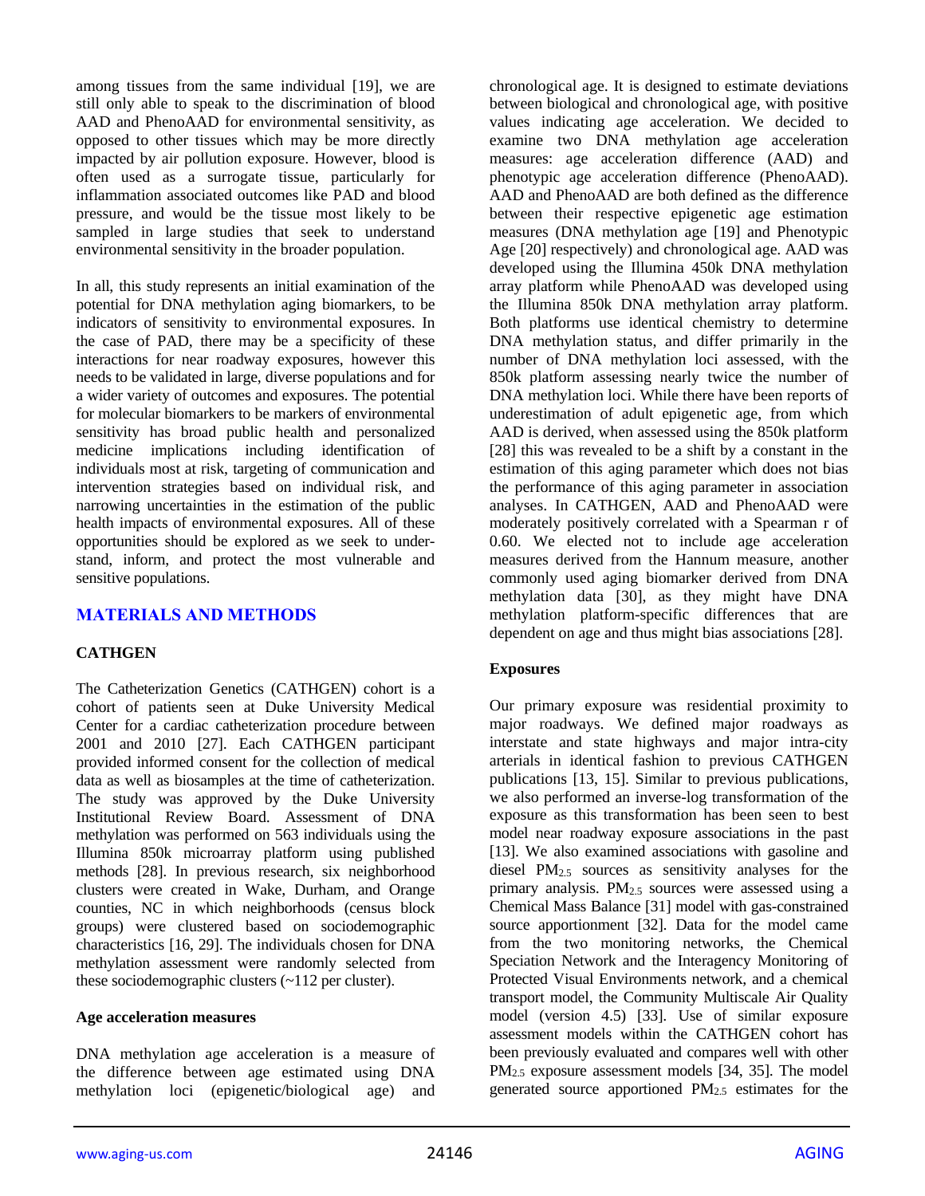among tissues from the same individual [19], we are still only able to speak to the discrimination of blood AAD and PhenoAAD for environmental sensitivity, as opposed to other tissues which may be more directly impacted by air pollution exposure. However, blood is often used as a surrogate tissue, particularly for inflammation associated outcomes like PAD and blood pressure, and would be the tissue most likely to be sampled in large studies that seek to understand environmental sensitivity in the broader population.

In all, this study represents an initial examination of the potential for DNA methylation aging biomarkers, to be indicators of sensitivity to environmental exposures. In the case of PAD, there may be a specificity of these interactions for near roadway exposures, however this needs to be validated in large, diverse populations and for a wider variety of outcomes and exposures. The potential for molecular biomarkers to be markers of environmental sensitivity has broad public health and personalized medicine implications including identification of individuals most at risk, targeting of communication and intervention strategies based on individual risk, and narrowing uncertainties in the estimation of the public health impacts of environmental exposures. All of these opportunities should be explored as we seek to understand, inform, and protect the most vulnerable and sensitive populations.

## MATERIALS AND METHODS

### CATHGEN

The Catheterization Genetics (CATHGEN) cohort is a cohort of patients seen at Duke University Medical Center for a cardiac catheterization procedure between 2001 and 2010 [27]. Each CATHGEN participant provided informed consent for the collection of medical data as well as biosamples at the time of catheterization. The study was approved by the Duke University Institutional Review Board. Assessment of DNA methylation was performed on 563 individuals using the Illumina 850k microarray platform using published methods [28]. In previous research, six neighborhood clusters were created in Wake, Durham, and Orange counties, NC in which neighborhoods (census block groups) were clustered based on sociodemographic characteristics [16, 29]. The individuals chosen for DNA methylation assessment were randomly selected from these sociodemographic clusters (~112 per cluster).

### Age acceleration measures

DNA methylation age acceleration is a measure of the difference between age estimated using DNA methylation loci (epigenetic/biological age) and chronological age. It is designed to estimate deviations between biological and chronological age, with positive values indicating age acceleration. We decided to examine two DNA methylation age acceleration measures: age acceleration difference (AAD) and phenotypic age acceleration difference (PhenoAAD). AAD and PhenoAAD are both defined as the difference between their respective epigenetic age estimation measures (DNA methylation age [19] and Phenotypic Age [20] respectively) and chronological age. AAD was developed using the Illumina 450k DNA methylation array platform while PhenoAAD was developed using the Illumina 850k DNA methylation array platform. Both platforms use identical chemistry to determine DNA methylation status, and differ primarily in the number of DNA methylation loci assessed, with the 850k platform assessing nearly twice the number of DNA methylation loci. While there have been reports of underestimation of adult epigenetic age, from which AAD is derived, when assessed using the 850k platform [28] this was revealed to be a shift by a constant in the estimation of this aging parameter which does not bias the performance of this aging parameter in association analyses. In CATHGEN, AAD and PhenoAAD were moderately positively correlated with a Spearman r of 0.60. We elected not to include age acceleration measures derived from the Hannum measure, another commonly used aging biomarker derived from DNA methylation data [30], as they might have DNA methylation platform-specific differences that are dependent on age and thus might bias associations [28].

### Exposures

Our primary exposure was residential proximity to major roadways. We defined major roadways as interstate and state highways and major intra-city arterials in identical fashion to previous CATHGEN publications [13, 15]. Similar to previous publications, we also performed an inverse-log transformation of the exposure as this transformation has been seen to best model near roadway exposure associations in the past [13]. We also examined associations with gasoline and diesel $PM_{2.5}$ sources as sensitivity analyses for the primary analysis. $PM_{2.5}$ sources were assessed using a Chemical Mass Balance [31] model with gas-constrained source apportionment [32]. Data for the model came from the two monitoring networks, the Chemical Speciation Network and the Interagency Monitoring of Protected Visual Environments network, and a chemical transport model, the Community Multiscale Air Quality model (version 4.5) [33]. Use of similar exposure assessment models within the CATHGEN cohort has been previously evaluated and compares well with other $PM_{2.5}$ exposure assessment models [34, 35]. The model generated source apportioned $PM_{2.5}$ estimates for the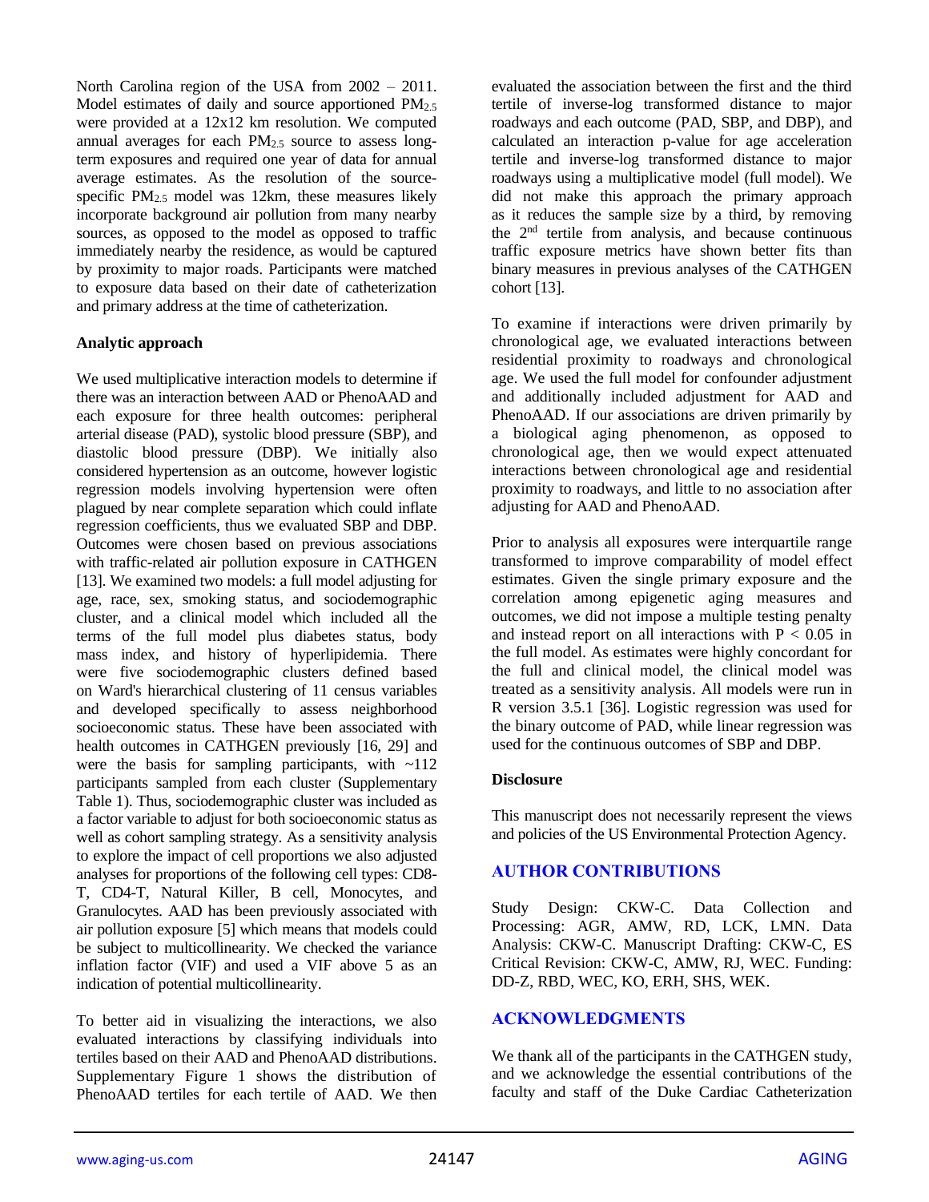North Carolina region of the USA from 2002 – 2011. Model estimates of daily and source apportioned $PM_{2.5}$ were provided at a 12x12 km resolution. We computed annual averages for each $PM_{2.5}$ source to assess long-term exposures and required one year of data for annual average estimates. As the resolution of the source-specific $PM_{2.5}$ model was 12km, these measures likely incorporate background air pollution from many nearby sources, as opposed to the model as opposed to traffic immediately nearby the residence, as would be captured by proximity to major roads. Participants were matched to exposure data based on their date of catheterization and primary address at the time of catheterization.

**Analytic approach**

We used multiplicative interaction models to determine if there was an interaction between AAD or PhenoAAD and each exposure for three health outcomes: peripheral arterial disease (PAD), systolic blood pressure (SBP), and diastolic blood pressure (DBP). We initially also considered hypertension as an outcome, however logistic regression models involving hypertension were often plagued by near complete separation which could inflate regression coefficients, thus we evaluated SBP and DBP. Outcomes were chosen based on previous associations with traffic-related air pollution exposure in CATHGEN [13]. We examined two models: a full model adjusting for age, race, sex, smoking status, and sociodemographic cluster, and a clinical model which included all the terms of the full model plus diabetes status, body mass index, and history of hyperlipidemia. There were five sociodemographic clusters defined based on Ward's hierarchical clustering of 11 census variables and developed specifically to assess neighborhood socioeconomic status. These have been associated with health outcomes in CATHGEN previously [16, 29] and were the basis for sampling participants, with ~112 participants sampled from each cluster (Supplementary Table 1). Thus, sociodemographic cluster was included as a factor variable to adjust for both socioeconomic status as well as cohort sampling strategy. As a sensitivity analysis to explore the impact of cell proportions we also adjusted analyses for proportions of the following cell types: CD8-T, CD4-T, Natural Killer, B cell, Monocytes, and Granulocytes. AAD has been previously associated with air pollution exposure [5] which means that models could be subject to multicollinearity. We checked the variance inflation factor (VIF) and used a VIF above 5 as an indication of potential multicollinearity.

To better aid in visualizing the interactions, we also evaluated interactions by classifying individuals into tertiles based on their AAD and PhenoAAD distributions. Supplementary Figure 1 shows the distribution of PhenoAAD tertiles for each tertile of AAD. We then evaluated the association between the first and the third tertile of inverse-log transformed distance to major roadways and each outcome (PAD, SBP, and DBP), and calculated an interaction p-value for age acceleration tertile and inverse-log transformed distance to major roadways using a multiplicative model (full model). We did not make this approach the primary approach as it reduces the sample size by a third, by removing the 2nd tertile from analysis, and because continuous traffic exposure metrics have shown better fits than binary measures in previous analyses of the CATHGEN cohort [13].

To examine if interactions were driven primarily by chronological age, we evaluated interactions between residential proximity to roadways and chronological age. We used the full model for confounder adjustment and additionally included adjustment for AAD and PhenoAAD. If our associations are driven primarily by a biological aging phenomenon, as opposed to chronological age, then we would expect attenuated interactions between chronological age and residential proximity to roadways, and little to no association after adjusting for AAD and PhenoAAD.

Prior to analysis all exposures were interquartile range transformed to improve comparability of model effect estimates. Given the single primary exposure and the correlation among epigenetic aging measures and outcomes, we did not impose a multiple testing penalty and instead report on all interactions with $P < 0.05$ in the full model. As estimates were highly concordant for the full and clinical model, the clinical model was treated as a sensitivity analysis. All models were run in R version 3.5.1 [36]. Logistic regression was used for the binary outcome of PAD, while linear regression was used for the continuous outcomes of SBP and DBP.

**Disclosure**

This manuscript does not necessarily represent the views and policies of the US Environmental Protection Agency.

## AUTHOR CONTRIBUTIONS

Study Design: CKW-C. Data Collection and Processing: AGR, AMW, RD, LCK, LMN. Data Analysis: CKW-C. Manuscript Drafting: CKW-C, ES Critical Revision: CKW-C, AMW, RJ, WEC. Funding: DD-Z, RBD, WEC, KO, ERH, SHS, WEK.

## ACKNOWLEDGMENTS

We thank all of the participants in the CATHGEN study, and we acknowledge the essential contributions of the faculty and staff of the Duke Cardiac Catheterization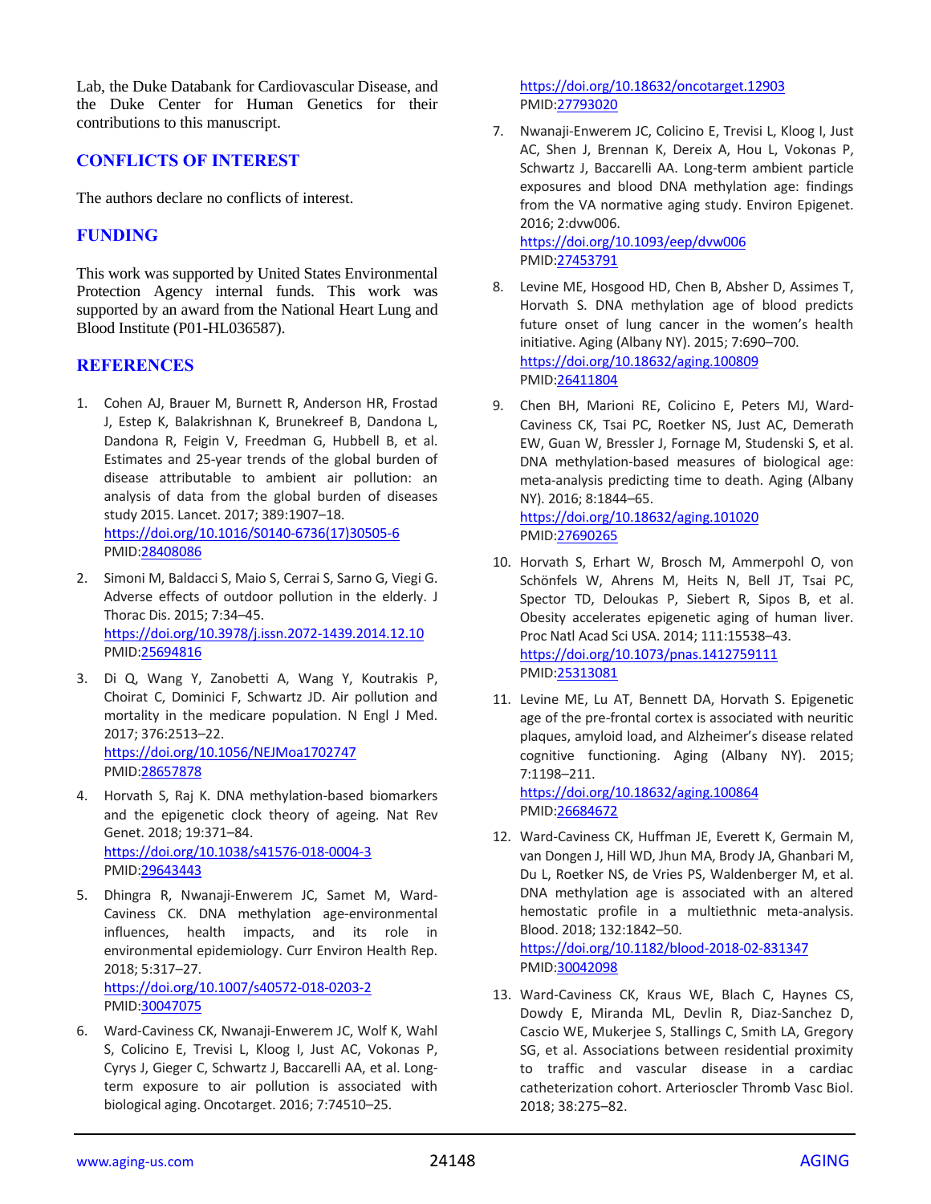Lab, the Duke Databank for Cardiovascular Disease, and the Duke Center for Human Genetics for their contributions to this manuscript.

## CONFLICTS OF INTEREST

The authors declare no conflicts of interest.

## FUNDING

This work was supported by United States Environmental Protection Agency internal funds. This work was supported by an award from the National Heart Lung and Blood Institute (P01-HL036587).

## REFERENCES

1. Cohen AJ, Brauer M, Burnett R, Anderson HR, Frostad J, Estep K, Balakrishnan K, Brunekreef B, Dandona L, Dandona R, Feigin V, Freedman G, Hubbell B, et al. Estimates and 25-year trends of the global burden of disease attributable to ambient air pollution: an analysis of data from the global burden of diseases study 2015. Lancet. 2017; 389:1907–18. https://doi.org/10.1016/S0140-6736(17)30505-6 PMID:28408086

2. Simoni M, Baldacci S, Maio S, Cerrai S, Sarno G, Viegi G. Adverse effects of outdoor pollution in the elderly. J Thorac Dis. 2015; 7:34–45. https://doi.org/10.3978/j.issn.2072-1439.2014.12.10 PMID:25694816

3. Di Q, Wang Y, Zanobetti A, Wang Y, Koutrakis P, Choirat C, Dominici F, Schwartz JD. Air pollution and mortality in the medicare population. N Engl J Med. 2017; 376:2513–22. https://doi.org/10.1056/NEJMoa1702747 PMID:28657878

4. Horvath S, Raj K. DNA methylation-based biomarkers and the epigenetic clock theory of ageing. Nat Rev Genet. 2018; 19:371–84. https://doi.org/10.1038/s41576-018-0004-3 PMID:29643443

5. Dhingra R, Nwanaji-Enwerem JC, Samet M, Ward-Caviness CK. DNA methylation age-environmental influences, health impacts, and its role in environmental epidemiology. Curr Environ Health Rep. 2018; 5:317–27. https://doi.org/10.1007/s40572-018-0203-2 PMID:30047075

6. Ward-Caviness CK, Nwanaji-Enwerem JC, Wolf K, Wahl S, Colicino E, Trevisi L, Kloog I, Just AC, Vokonas P, Cyrys J, Gieger C, Schwartz J, Baccarelli AA, et al. Long-term exposure to air pollution is associated with biological aging. Oncotarget. 2016; 7:74510–25. https://doi.org/10.18632/oncotarget.12903 PMID:27793020

7. Nwanaji-Enwerem JC, Colicino E, Trevisi L, Kloog I, Just AC, Shen J, Brennan K, Dereix A, Hou L, Vokonas P, Schwartz J, Baccarelli AA. Long-term ambient particle exposures and blood DNA methylation age: findings from the VA normative aging study. Environ Epigenet. 2016; 2:dvw006. https://doi.org/10.1093/eep/dvw006 PMID:27453791

8. Levine ME, Hosgood HD, Chen B, Absher D, Assimes T, Horvath S. DNA methylation age of blood predicts future onset of lung cancer in the women's health initiative. Aging (Albany NY). 2015; 7:690–700. https://doi.org/10.18632/aging.100809 PMID:26411804

9. Chen BH, Marioni RE, Colicino E, Peters MJ, Ward-Caviness CK, Tsai PC, Roetker NS, Just AC, Demerath EW, Guan W, Bressler J, Fornage M, Studenski S, et al. DNA methylation-based measures of biological age: meta-analysis predicting time to death. Aging (Albany NY). 2016; 8:1844–65. https://doi.org/10.18632/aging.101020 PMID:27690265

10. Horvath S, Erhart W, Brosch M, Ammerpohl O, von Schönfels W, Ahrens M, Heits N, Bell JT, Tsai PC, Spector TD, Deloukas P, Siebert R, Sipos B, et al. Obesity accelerates epigenetic aging of human liver. Proc Natl Acad Sci USA. 2014; 111:15538–43. https://doi.org/10.1073/pnas.1412759111 PMID:25313081

11. Levine ME, Lu AT, Bennett DA, Horvath S. Epigenetic age of the pre-frontal cortex is associated with neuritic plaques, amyloid load, and Alzheimer's disease related cognitive functioning. Aging (Albany NY). 2015; 7:1198–211. https://doi.org/10.18632/aging.100864 PMID:26684672

12. Ward-Caviness CK, Huffman JE, Everett K, Germain M, van Dongen J, Hill WD, Jhun MA, Brody JA, Ghanbari M, Du L, Roetker NS, de Vries PS, Waldenberger M, et al. DNA methylation age is associated with an altered hemostatic profile in a multiethnic meta-analysis. Blood. 2018; 132:1842–50. https://doi.org/10.1182/blood-2018-02-831347 PMID:30042098

13. Ward-Caviness CK, Kraus WE, Blach C, Haynes CS, Dowdy E, Miranda ML, Devlin R, Diaz-Sanchez D, Cascio WE, Mukerjee S, Stallings C, Smith LA, Gregory SG, et al. Associations between residential proximity to traffic and vascular disease in a cardiac catheterization cohort. Arterioscler Thromb Vasc Biol. 2018; 38:275–82.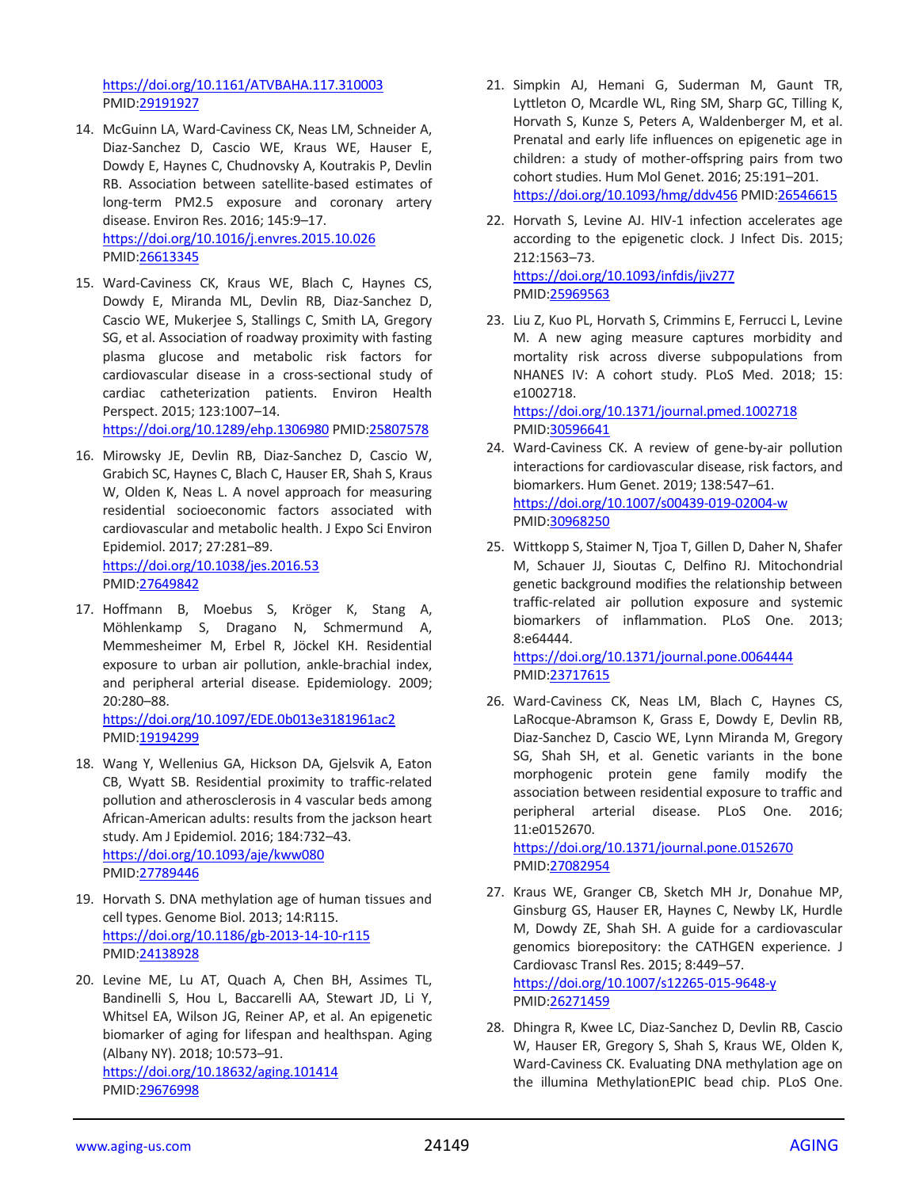https://doi.org/10.1161/ATVBAHA.117.310003 PMID:29191927

14. McGuinn LA, Ward-Caviness CK, Neas LM, Schneider A, Diaz-Sanchez D, Cascio WE, Kraus WE, Hauser E, Dowdy E, Haynes C, Chudnovsky A, Koutrakis P, Devlin RB. Association between satellite-based estimates of long-term PM2.5 exposure and coronary artery disease. Environ Res. 2016; 145:9–17. https://doi.org/10.1016/j.envres.2015.10.026 PMID:26613345

15. Ward-Caviness CK, Kraus WE, Blach C, Haynes CS, Dowdy E, Miranda ML, Devlin RB, Diaz-Sanchez D, Cascio WE, Mukerjee S, Stallings C, Smith LA, Gregory SG, et al. Association of roadway proximity with fasting plasma glucose and metabolic risk factors for cardiovascular disease in a cross-sectional study of cardiac catheterization patients. Environ Health Perspect. 2015; 123:1007–14. https://doi.org/10.1289/ehp.1306980 PMID:25807578

16. Mirowsky JE, Devlin RB, Diaz-Sanchez D, Cascio W, Grabich SC, Haynes C, Blach C, Hauser ER, Shah S, Kraus W, Olden K, Neas L. A novel approach for measuring residential socioeconomic factors associated with cardiovascular and metabolic health. J Expo Sci Environ Epidemiol. 2017; 27:281–89. https://doi.org/10.1038/jes.2016.53 PMID:27649842

17. Hoffmann B, Moebus S, Kröger K, Stang A, Möhlenkamp S, Dragano N, Schmermund A, Memmesheimer M, Erbel R, Jöckel KH. Residential exposure to urban air pollution, ankle-brachial index, and peripheral arterial disease. Epidemiology. 2009; 20:280–88. https://doi.org/10.1097/EDE.0b013e3181961ac2 PMID:19194299

18. Wang Y, Wellenius GA, Hickson DA, Gjelsvik A, Eaton CB, Wyatt SB. Residential proximity to traffic-related pollution and atherosclerosis in 4 vascular beds among African-American adults: results from the jackson heart study. Am J Epidemiol. 2016; 184:732–43. https://doi.org/10.1093/aje/kww080 PMID:27789446

19. Horvath S. DNA methylation age of human tissues and cell types. Genome Biol. 2013; 14:R115. https://doi.org/10.1186/gb-2013-14-10-r115 PMID:24138928

20. Levine ME, Lu AT, Quach A, Chen BH, Assimes TL, Bandinelli S, Hou L, Baccarelli AA, Stewart JD, Li Y, Whitsel EA, Wilson JG, Reiner AP, et al. An epigenetic biomarker of aging for lifespan and healthspan. Aging (Albany NY). 2018; 10:573–91. https://doi.org/10.18632/aging.101414 PMID:29676998

21. Simpkin AJ, Hemani G, Suderman M, Gaunt TR, Lyttleton O, Mcardle WL, Ring SM, Sharp GC, Tilling K, Horvath S, Kunze S, Peters A, Waldenberger M, et al. Prenatal and early life influences on epigenetic age in children: a study of mother-offspring pairs from two cohort studies. Hum Mol Genet. 2016; 25:191–201. https://doi.org/10.1093/hmg/ddv456 PMID:26546615

22. Horvath S, Levine AJ. HIV-1 infection accelerates age according to the epigenetic clock. J Infect Dis. 2015; 212:1563–73. https://doi.org/10.1093/infdis/jiv277 PMID:25969563

23. Liu Z, Kuo PL, Horvath S, Crimmins E, Ferrucci L, Levine M. A new aging measure captures morbidity and mortality risk across diverse subpopulations from NHANES IV: A cohort study. PLoS Med. 2018; 15: e1002718. https://doi.org/10.1371/journal.pmed.1002718 PMID:30596641

24. Ward-Caviness CK. A review of gene-by-air pollution interactions for cardiovascular disease, risk factors, and biomarkers. Hum Genet. 2019; 138:547–61. https://doi.org/10.1007/s00439-019-02004-w PMID:30968250

25. Wittkopp S, Staimer N, Tjoa T, Gillen D, Daher N, Shafer M, Schauer JJ, Sioutas C, Delfino RJ. Mitochondrial genetic background modifies the relationship between traffic-related air pollution exposure and systemic biomarkers of inflammation. PLoS One. 2013; 8:e64444. https://doi.org/10.1371/journal.pone.0064444 PMID:23717615

26. Ward-Caviness CK, Neas LM, Blach C, Haynes CS, LaRocque-Abramson K, Grass E, Dowdy E, Devlin RB, Diaz-Sanchez D, Cascio WE, Lynn Miranda M, Gregory SG, Shah SH, et al. Genetic variants in the bone morphogenic protein gene family modify the association between residential exposure to traffic and peripheral arterial disease. PLoS One. 2016; 11:e0152670. https://doi.org/10.1371/journal.pone.0152670 PMID:27082954

27. Kraus WE, Granger CB, Sketch MH Jr, Donahue MP, Ginsburg GS, Hauser ER, Haynes C, Newby LK, Hurdle M, Dowdy ZE, Shah SH. A guide for a cardiovascular genomics biorepository: the CATHGEN experience. J Cardiovasc Transl Res. 2015; 8:449–57. https://doi.org/10.1007/s12265-015-9648-y PMID:26271459

28. Dhingra R, Kwee LC, Diaz-Sanchez D, Devlin RB, Cascio W, Hauser ER, Gregory S, Shah S, Kraus WE, Olden K, Ward-Caviness CK. Evaluating DNA methylation age on the illumina MethylationEPIC bead chip. PLoS One.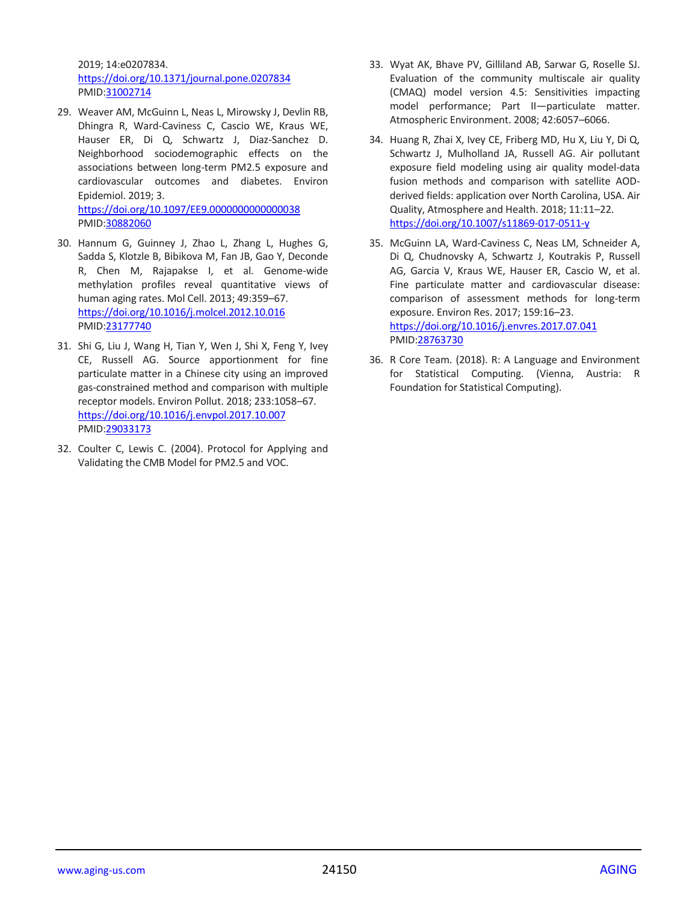2019; 14:e0207834.
https://doi.org/10.1371/journal.pone.0207834
PMID:31002714

29. Weaver AM, McGuinn L, Neas L, Mirowsky J, Devlin RB, Dhingra R, Ward-Caviness C, Cascio WE, Kraus WE, Hauser ER, Di Q, Schwartz J, Diaz-Sanchez D. Neighborhood sociodemographic effects on the associations between long-term PM2.5 exposure and cardiovascular outcomes and diabetes. Environ Epidemiol. 2019; 3.
https://doi.org/10.1097/EE9.0000000000000038
PMID:30882060

30. Hannum G, Guinney J, Zhao L, Zhang L, Hughes G, Sadda S, Klotzle B, Bibikova M, Fan JB, Gao Y, Deconde R, Chen M, Rajapakse I, et al. Genome-wide methylation profiles reveal quantitative views of human aging rates. Mol Cell. 2013; 49:359–67.
https://doi.org/10.1016/j.molcel.2012.10.016
PMID:23177740

31. Shi G, Liu J, Wang H, Tian Y, Wen J, Shi X, Feng Y, Ivey CE, Russell AG. Source apportionment for fine particulate matter in a Chinese city using an improved gas-constrained method and comparison with multiple receptor models. Environ Pollut. 2018; 233:1058–67.
https://doi.org/10.1016/j.envpol.2017.10.007
PMID:29033173

32. Coulter C, Lewis C. (2004). Protocol for Applying and Validating the CMB Model for PM2.5 and VOC.

33. Wyat AK, Bhave PV, Gilliland AB, Sarwar G, Roselle SJ. Evaluation of the community multiscale air quality (CMAQ) model version 4.5: Sensitivities impacting model performance; Part II—particulate matter. Atmospheric Environment. 2008; 42:6057–6066.

34. Huang R, Zhai X, Ivey CE, Friberg MD, Hu X, Liu Y, Di Q, Schwartz J, Mulholland JA, Russell AG. Air pollutant exposure field modeling using air quality model-data fusion methods and comparison with satellite AOD-derived fields: application over North Carolina, USA. Air Quality, Atmosphere and Health. 2018; 11:11–22.
https://doi.org/10.1007/s11869-017-0511-y

35. McGuinn LA, Ward-Caviness C, Neas LM, Schneider A, Di Q, Chudnovsky A, Schwartz J, Koutrakis P, Russell AG, Garcia V, Kraus WE, Hauser ER, Cascio W, et al. Fine particulate matter and cardiovascular disease: comparison of assessment methods for long-term exposure. Environ Res. 2017; 159:16–23.
https://doi.org/10.1016/j.envres.2017.07.041
PMID:28763730

36. R Core Team. (2018). R: A Language and Environment for Statistical Computing. (Vienna, Austria: R Foundation for Statistical Computing).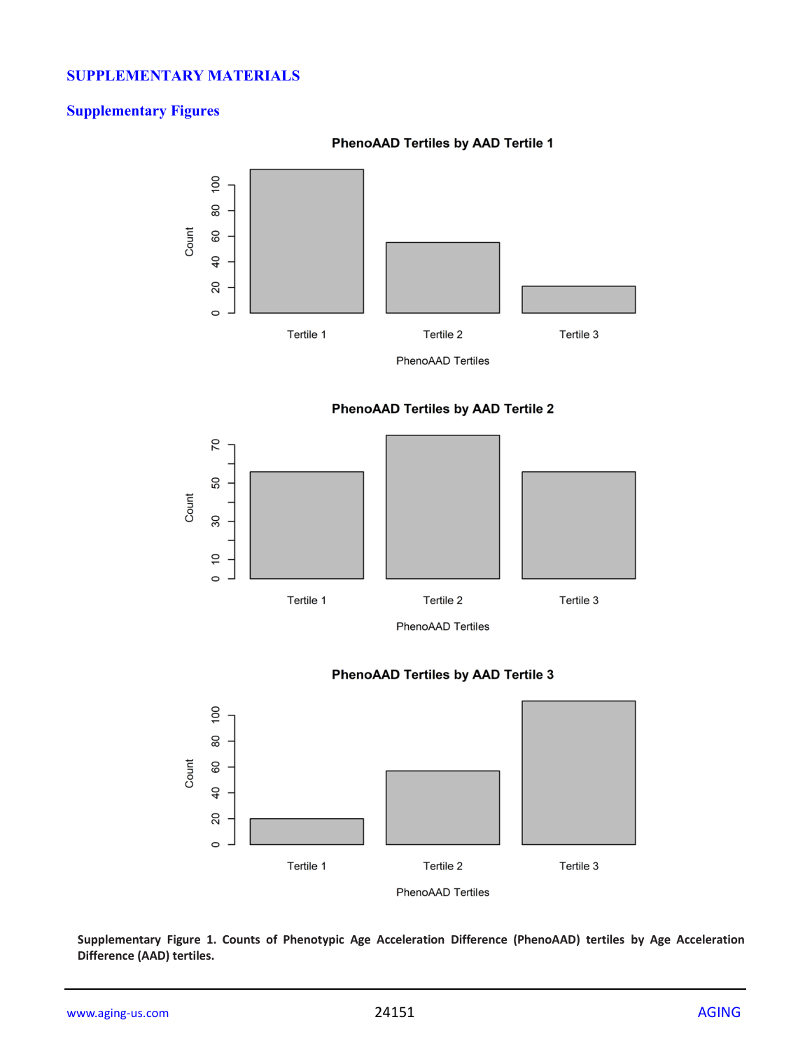## SUPPLEMENTARY MATERIALS

### Supplementary Figures

**Supplementary Figure 1. Counts of Phenotypic Age Acceleration Difference (PhenoAAD) tertiles by Age Acceleration Difference (AAD) tertiles.**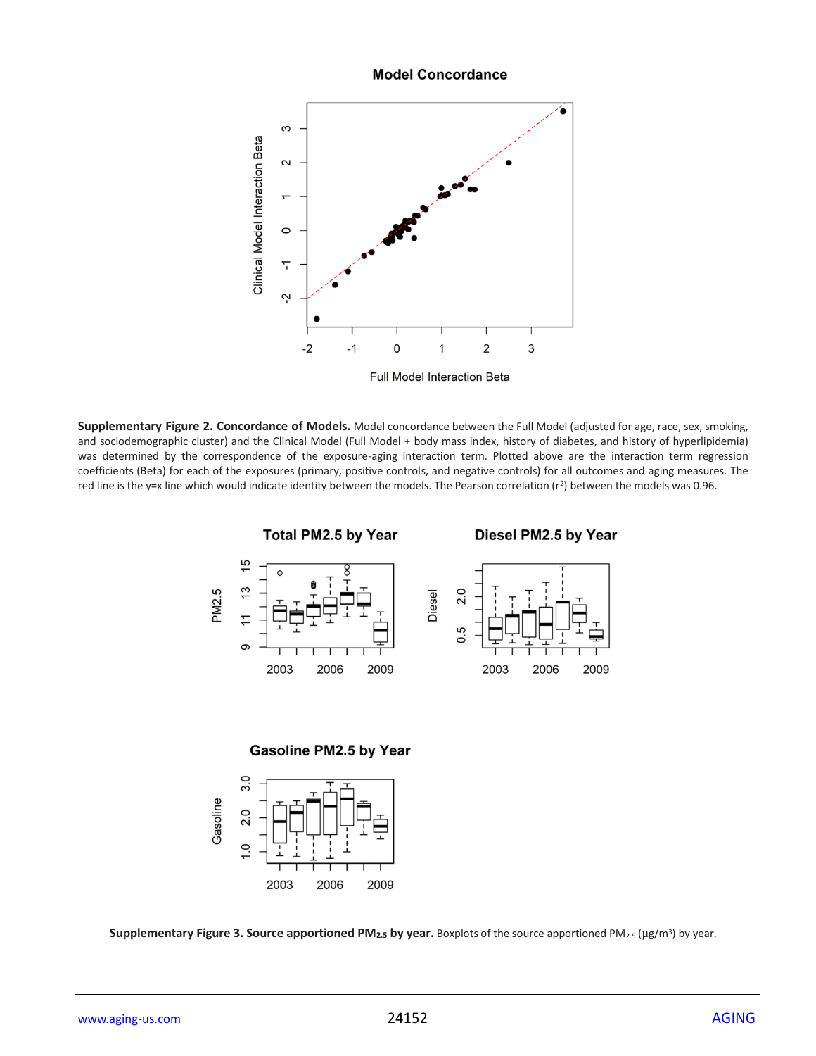**Supplementary Figure 2. Concordance of Models.** Model concordance between the Full Model (adjusted for age, race, sex, smoking, and sociodemographic cluster) and the Clinical Model (Full Model + body mass index, history of diabetes, and history of hyperlipidemia) was determined by the correspondence of the exposure-aging interaction term. Plotted above are the interaction term regression coefficients (Beta) for each of the exposures (primary, positive controls, and negative controls) for all outcomes and aging measures. The red line is the y=x line which would indicate identity between the models. The Pearson correlation ($r^2$) between the models was 0.96.

**Supplementary Figure 3. Source apportioned $PM_{2.5}$ by year.** Boxplots of the source apportioned $PM_{2.5}$ (μg/m³) by year.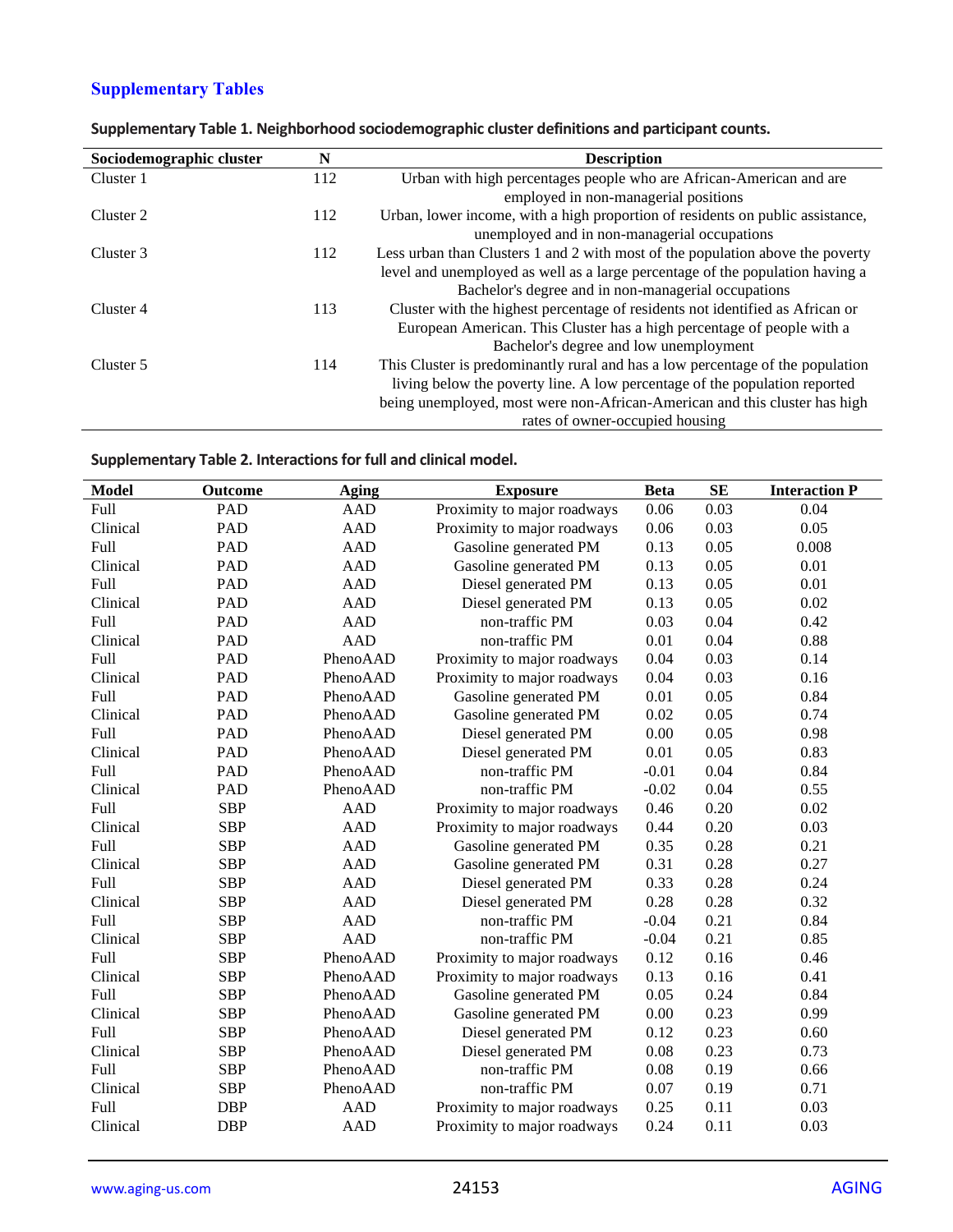## Supplementary Tables

**Supplementary Table 1. Neighborhood sociodemographic cluster definitions and participant counts.**

| Sociodemographic cluster | N | Description |
|---|---|---|
| Cluster 1 | 112 | Urban with high percentages people who are African-American and are employed in non-managerial positions |
| Cluster 2 | 112 | Urban, lower income, with a high proportion of residents on public assistance, unemployed and in non-managerial occupations |
| Cluster 3 | 112 | Less urban than Clusters 1 and 2 with most of the population above the poverty level and unemployed as well as a large percentage of the population having a Bachelor's degree and in non-managerial occupations |
| Cluster 4 | 113 | Cluster with the highest percentage of residents not identified as African or European American. This Cluster has a high percentage of people with a Bachelor's degree and low unemployment |
| Cluster 5 | 114 | This Cluster is predominantly rural and has a low percentage of the population living below the poverty line. A low percentage of the population reported being unemployed, most were non-African-American and this cluster has high rates of owner-occupied housing |

**Supplementary Table 2. Interactions for full and clinical model.**

| Model | Outcome | Aging | Exposure | Beta | SE | Interaction P |
|---|---|---|---|---|---|---|
| Full | PAD | AAD | Proximity to major roadways | 0.06 | 0.03 | 0.04 |
| Clinical | PAD | AAD | Proximity to major roadways | 0.06 | 0.03 | 0.05 |
| Full | PAD | AAD | Gasoline generated PM | 0.13 | 0.05 | 0.008 |
| Clinical | PAD | AAD | Gasoline generated PM | 0.13 | 0.05 | 0.01 |
| Full | PAD | AAD | Diesel generated PM | 0.13 | 0.05 | 0.01 |
| Clinical | PAD | AAD | Diesel generated PM | 0.13 | 0.05 | 0.02 |
| Full | PAD | AAD | non-traffic PM | 0.03 | 0.04 | 0.42 |
| Clinical | PAD | AAD | non-traffic PM | 0.01 | 0.04 | 0.88 |
| Full | PAD | PhenoAAD | Proximity to major roadways | 0.04 | 0.03 | 0.14 |
| Clinical | PAD | PhenoAAD | Proximity to major roadways | 0.04 | 0.03 | 0.16 |
| Full | PAD | PhenoAAD | Gasoline generated PM | 0.01 | 0.05 | 0.84 |
| Clinical | PAD | PhenoAAD | Gasoline generated PM | 0.02 | 0.05 | 0.74 |
| Full | PAD | PhenoAAD | Diesel generated PM | 0.00 | 0.05 | 0.98 |
| Clinical | PAD | PhenoAAD | Diesel generated PM | 0.01 | 0.05 | 0.83 |
| Full | PAD | PhenoAAD | non-traffic PM | -0.01 | 0.04 | 0.84 |
| Clinical | PAD | PhenoAAD | non-traffic PM | -0.02 | 0.04 | 0.55 |
| Full | SBP | AAD | Proximity to major roadways | 0.46 | 0.20 | 0.02 |
| Clinical | SBP | AAD | Proximity to major roadways | 0.44 | 0.20 | 0.03 |
| Full | SBP | AAD | Gasoline generated PM | 0.35 | 0.28 | 0.21 |
| Clinical | SBP | AAD | Gasoline generated PM | 0.31 | 0.28 | 0.27 |
| Full | SBP | AAD | Diesel generated PM | 0.33 | 0.28 | 0.24 |
| Clinical | SBP | AAD | Diesel generated PM | 0.28 | 0.28 | 0.32 |
| Full | SBP | AAD | non-traffic PM | -0.04 | 0.21 | 0.84 |
| Clinical | SBP | AAD | non-traffic PM | -0.04 | 0.21 | 0.85 |
| Full | SBP | PhenoAAD | Proximity to major roadways | 0.12 | 0.16 | 0.46 |
| Clinical | SBP | PhenoAAD | Proximity to major roadways | 0.13 | 0.16 | 0.41 |
| Full | SBP | PhenoAAD | Gasoline generated PM | 0.05 | 0.24 | 0.84 |
| Clinical | SBP | PhenoAAD | Gasoline generated PM | 0.00 | 0.23 | 0.99 |
| Full | SBP | PhenoAAD | Diesel generated PM | 0.12 | 0.23 | 0.60 |
| Clinical | SBP | PhenoAAD | Diesel generated PM | 0.08 | 0.23 | 0.73 |
| Full | SBP | PhenoAAD | non-traffic PM | 0.08 | 0.19 | 0.66 |
| Clinical | SBP | PhenoAAD | non-traffic PM | 0.07 | 0.19 | 0.71 |
| Full | DBP | AAD | Proximity to major roadways | 0.25 | 0.11 | 0.03 |
| Clinical | DBP | AAD | Proximity to major roadways | 0.24 | 0.11 | 0.03 |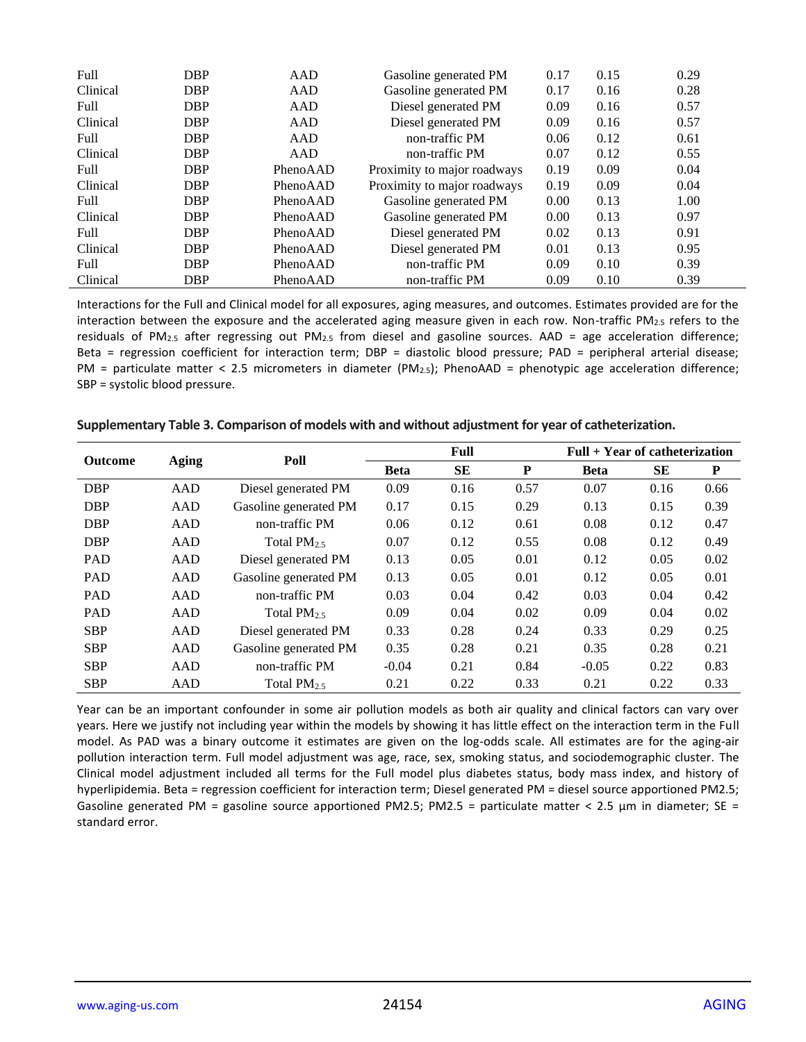| | | | | | | |
|---|---|---|---|---|---|---|
| Full | DBP | AAD | Gasoline generated PM | 0.17 | 0.15 | 0.29 |
| Clinical | DBP | AAD | Gasoline generated PM | 0.17 | 0.16 | 0.28 |
| Full | DBP | AAD | Diesel generated PM | 0.09 | 0.16 | 0.57 |
| Clinical | DBP | AAD | Diesel generated PM | 0.09 | 0.16 | 0.57 |
| Full | DBP | AAD | non-traffic PM | 0.06 | 0.12 | 0.61 |
| Clinical | DBP | AAD | non-traffic PM | 0.07 | 0.12 | 0.55 |
| Full | DBP | PhenoAAD | Proximity to major roadways | 0.19 | 0.09 | 0.04 |
| Clinical | DBP | PhenoAAD | Proximity to major roadways | 0.19 | 0.09 | 0.04 |
| Full | DBP | PhenoAAD | Gasoline generated PM | 0.00 | 0.13 | 1.00 |
| Clinical | DBP | PhenoAAD | Gasoline generated PM | 0.00 | 0.13 | 0.97 |
| Full | DBP | PhenoAAD | Diesel generated PM | 0.02 | 0.13 | 0.91 |
| Clinical | DBP | PhenoAAD | Diesel generated PM | 0.01 | 0.13 | 0.95 |
| Full | DBP | PhenoAAD | non-traffic PM | 0.09 | 0.10 | 0.39 |
| Clinical | DBP | PhenoAAD | non-traffic PM | 0.09 | 0.10 | 0.39 |

Interactions for the Full and Clinical model for all exposures, aging measures, and outcomes. Estimates provided are for the interaction between the exposure and the accelerated aging measure given in each row. Non-traffic $PM_{2.5}$ refers to the residuals of $PM_{2.5}$ after regressing out $PM_{2.5}$ from diesel and gasoline sources. AAD = age acceleration difference; Beta = regression coefficient for interaction term; DBP = diastolic blood pressure; PAD = peripheral arterial disease; PM = particulate matter < 2.5 micrometers in diameter ($PM_{2.5}$); PhenoAAD = phenotypic age acceleration difference; SBP = systolic blood pressure.

**Supplementary Table 3. Comparison of models with and without adjustment for year of catheterization.**

| Outcome | Aging | Poll | Full | | | Full + Year of catheterization | | |
|---|---|---|---|---|---|---|---|---|
| | | | **Beta** | **SE** | **P** | **Beta** | **SE** | **P** |
| DBP | AAD | Diesel generated PM | 0.09 | 0.16 | 0.57 | 0.07 | 0.16 | 0.66 |
| DBP | AAD | Gasoline generated PM | 0.17 | 0.15 | 0.29 | 0.13 | 0.15 | 0.39 |
| DBP | AAD | non-traffic PM | 0.06 | 0.12 | 0.61 | 0.08 | 0.12 | 0.47 |
| DBP | AAD | Total $PM_{2.5}$ | 0.07 | 0.12 | 0.55 | 0.08 | 0.12 | 0.49 |
| PAD | AAD | Diesel generated PM | 0.13 | 0.05 | 0.01 | 0.12 | 0.05 | 0.02 |
| PAD | AAD | Gasoline generated PM | 0.13 | 0.05 | 0.01 | 0.12 | 0.05 | 0.01 |
| PAD | AAD | non-traffic PM | 0.03 | 0.04 | 0.42 | 0.03 | 0.04 | 0.42 |
| PAD | AAD | Total $PM_{2.5}$ | 0.09 | 0.04 | 0.02 | 0.09 | 0.04 | 0.02 |
| SBP | AAD | Diesel generated PM | 0.33 | 0.28 | 0.24 | 0.33 | 0.29 | 0.25 |
| SBP | AAD | Gasoline generated PM | 0.35 | 0.28 | 0.21 | 0.35 | 0.28 | 0.21 |
| SBP | AAD | non-traffic PM | -0.04 | 0.21 | 0.84 | -0.05 | 0.22 | 0.83 |
| SBP | AAD | Total $PM_{2.5}$ | 0.21 | 0.22 | 0.33 | 0.21 | 0.22 | 0.33 |

Year can be an important confounder in some air pollution models as both air quality and clinical factors can vary over years. Here we justify not including year within the models by showing it has little effect on the interaction term in the Full model. As PAD was a binary outcome it estimates are given on the log-odds scale. All estimates are for the aging-air pollution interaction term. Full model adjustment was age, race, sex, smoking status, and sociodemographic cluster. The Clinical model adjustment included all terms for the Full model plus diabetes status, body mass index, and history of hyperlipidemia. Beta = regression coefficient for interaction term; Diesel generated PM = diesel source apportioned PM2.5; Gasoline generated PM = gasoline source apportioned PM2.5; PM2.5 = particulate matter < 2.5 µm in diameter; SE = standard error.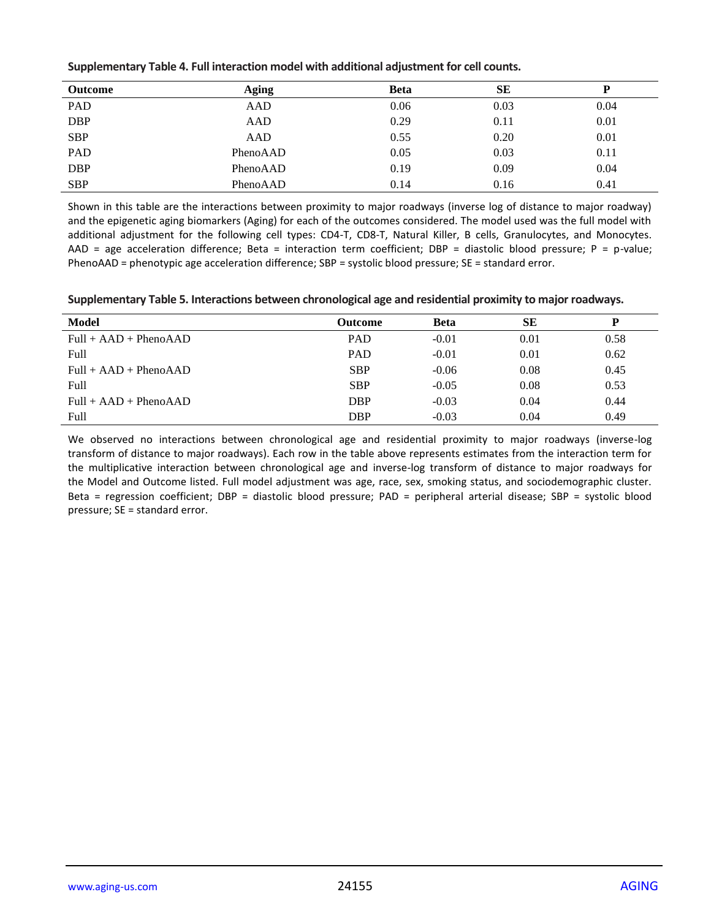**Supplementary Table 4. Full interaction model with additional adjustment for cell counts.**

| Outcome | Aging | Beta | SE | P |
|---|---|---|---|---|
| PAD | AAD | 0.06 | 0.03 | 0.04 |
| DBP | AAD | 0.29 | 0.11 | 0.01 |
| SBP | AAD | 0.55 | 0.20 | 0.01 |
| PAD | PhenoAAD | 0.05 | 0.03 | 0.11 |
| DBP | PhenoAAD | 0.19 | 0.09 | 0.04 |
| SBP | PhenoAAD | 0.14 | 0.16 | 0.41 |

Shown in this table are the interactions between proximity to major roadways (inverse log of distance to major roadway) and the epigenetic aging biomarkers (Aging) for each of the outcomes considered. The model used was the full model with additional adjustment for the following cell types: CD4-T, CD8-T, Natural Killer, B cells, Granulocytes, and Monocytes. AAD = age acceleration difference; Beta = interaction term coefficient; DBP = diastolic blood pressure; P = p-value; PhenoAAD = phenotypic age acceleration difference; SBP = systolic blood pressure; SE = standard error.

**Supplementary Table 5. Interactions between chronological age and residential proximity to major roadways.**

| Model | Outcome | Beta | SE | P |
|---|---|---|---|---|
| Full + AAD + PhenoAAD | PAD | -0.01 | 0.01 | 0.58 |
| Full | PAD | -0.01 | 0.01 | 0.62 |
| Full + AAD + PhenoAAD | SBP | -0.06 | 0.08 | 0.45 |
| Full | SBP | -0.05 | 0.08 | 0.53 |
| Full + AAD + PhenoAAD | DBP | -0.03 | 0.04 | 0.44 |
| Full | DBP | -0.03 | 0.04 | 0.49 |

We observed no interactions between chronological age and residential proximity to major roadways (inverse-log transform of distance to major roadways). Each row in the table above represents estimates from the interaction term for the multiplicative interaction between chronological age and inverse-log transform of distance to major roadways for the Model and Outcome listed. Full model adjustment was age, race, sex, smoking status, and sociodemographic cluster. Beta = regression coefficient; DBP = diastolic blood pressure; PAD = peripheral arterial disease; SBP = systolic blood pressure; SE = standard error.